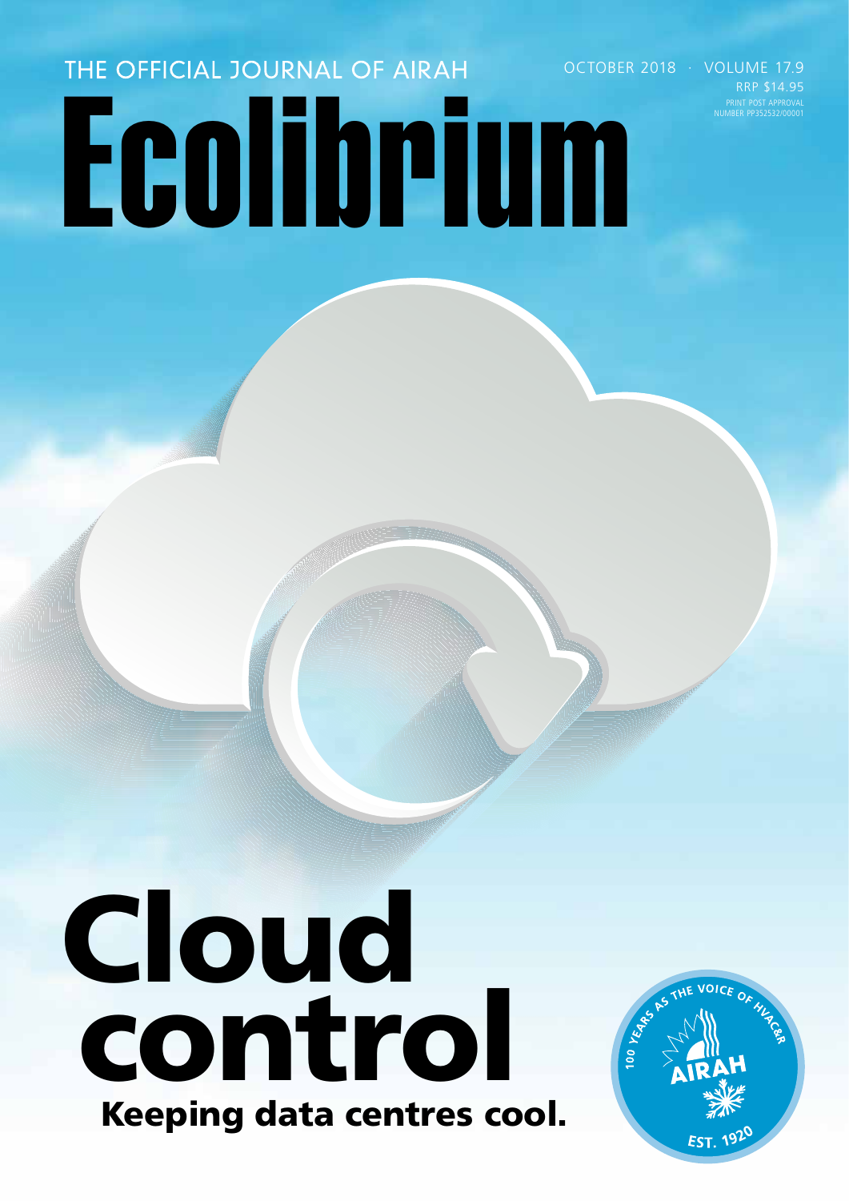THE OFFICIAL JOURNAL OF AIRAH

OCTOBER 2018 · VOLUME 17.9

RRP $14.95

PRINT POST APPROVAL NUMBER PP352532/00001

# Ecolibrium

# Cloud control

## Keeping data centres cool.

100 YEARS AS THE VOICE OF HVAC&R

AIRAH

EST. 1920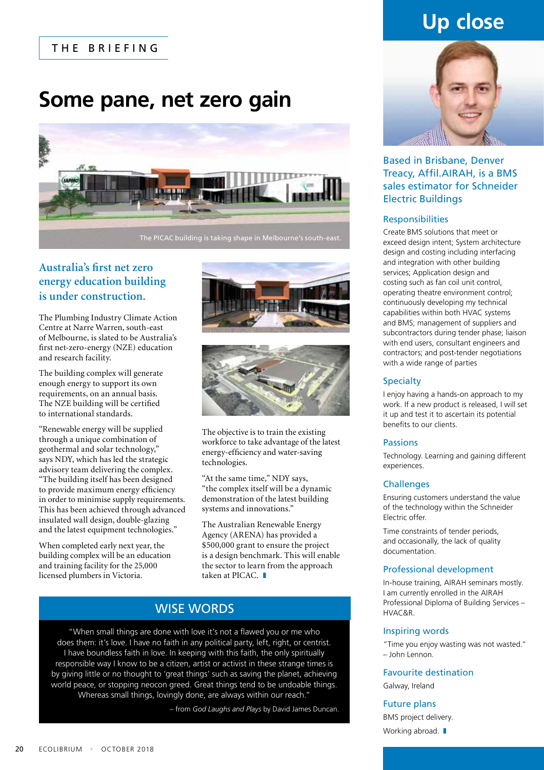THE BRIEFING

# Some pane, net zero gain

The PICAC building is taking shape in Melbourne's south-east.

### Australia's first net zero energy education building is under construction.

The Plumbing Industry Climate Action Centre at Narre Warren, south-east of Melbourne, is slated to be Australia's first net-zero-energy (NZE) education and research facility.

The building complex will generate enough energy to support its own requirements, on an annual basis. The NZE building will be certified to international standards.

"Renewable energy will be supplied through a unique combination of geothermal and solar technology," says NDY, which has led the strategic advisory team delivering the complex. "The building itself has been designed to provide maximum energy efficiency in order to minimise supply requirements. This has been achieved through advanced insulated wall design, double-glazing and the latest equipment technologies."

When completed early next year, the building complex will be an education and training facility for the 25,000 licensed plumbers in Victoria.

The objective is to train the existing workforce to take advantage of the latest energy-efficiency and water-saving technologies.

"At the same time," NDY says, "the complex itself will be a dynamic demonstration of the latest building systems and innovations."

The Australian Renewable Energy Agency (ARENA) has provided a $500,000 grant to ensure the project is a design benchmark. This will enable the sector to learn from the approach taken at PICAC.

## WISE WORDS

"When small things are done with love it's not a flawed you or me who does them: it's love. I have no faith in any political party, left, right, or centrist. I have boundless faith in love. In keeping with this faith, the only spiritually responsible way I know to be a citizen, artist or activist in these strange times is by giving little or no thought to 'great things' such as saving the planet, achieving world peace, or stopping neocon greed. Great things tend to be undoable things. Whereas small things, lovingly done, are always within our reach."

– from *God Laughs and Plays* by David James Duncan.

# Up close

### Based in Brisbane, Denver Treacy, Affil.AIRAH, is a BMS sales estimator for Schneider Electric Buildings

#### Responsibilities

Create BMS solutions that meet or exceed design intent; System architecture design and costing including interfacing and integration with other building services; Application design and costing such as fan coil unit control, operating theatre environment control; continuously developing my technical capabilities within both HVAC systems and BMS; management of suppliers and subcontractors during tender phase; liaison with end users, consultant engineers and contractors; and post-tender negotiations with a wide range of parties

#### Specialty

I enjoy having a hands-on approach to my work. If a new product is released, I will set it up and test it to ascertain its potential benefits to our clients.

#### Passions

Technology. Learning and gaining different experiences.

#### Challenges

Ensuring customers understand the value of the technology within the Schneider Electric offer.

Time constraints of tender periods, and occasionally, the lack of quality documentation.

#### Professional development

In-house training, AIRAH seminars mostly. I am currently enrolled in the AIRAH Professional Diploma of Building Services – HVAC&R.

#### Inspiring words

"Time you enjoy wasting was not wasted." – John Lennon.

#### Favourite destination

Galway, Ireland

#### Future plans

BMS project delivery.

Working abroad.